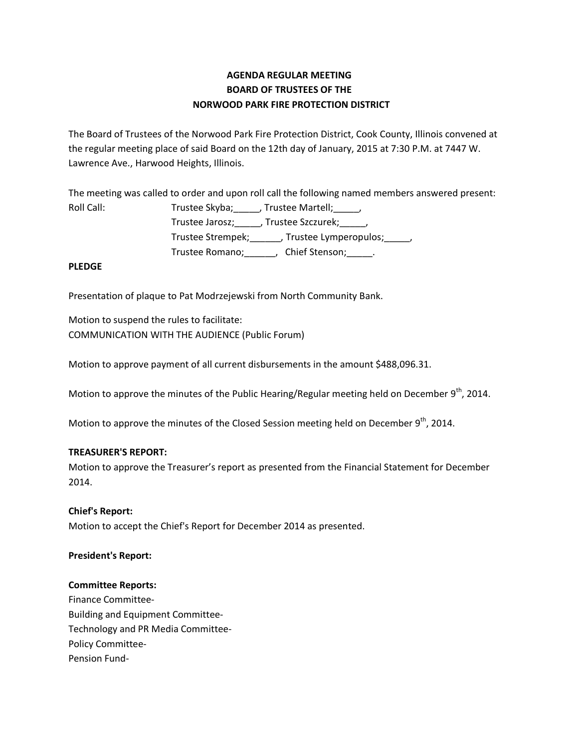# AGENDA REGULAR MEETING
# BOARD OF TRUSTEES OF THE
# NORWOOD PARK FIRE PROTECTION DISTRICT

The Board of Trustees of the Norwood Park Fire Protection District, Cook County, Illinois convened at the regular meeting place of said Board on the 12th day of January, 2015 at 7:30 P.M. at 7447 W. Lawrence Ave., Harwood Heights, Illinois.

The meeting was called to order and upon roll call the following named members answered present:

Roll Call: Trustee Skyba;_____, Trustee Martell;_____,
Trustee Jarosz;_____, Trustee Szczurek;_____,
Trustee Strempek;______, Trustee Lymperopulos;_____,
Trustee Romano;______, Chief Stenson;_____.

**PLEDGE**

Presentation of plaque to Pat Modrzejewski from North Community Bank.

Motion to suspend the rules to facilitate:
COMMUNICATION WITH THE AUDIENCE (Public Forum)

Motion to approve payment of all current disbursements in the amount $488,096.31.

Motion to approve the minutes of the Public Hearing/Regular meeting held on December 9th, 2014.

Motion to approve the minutes of the Closed Session meeting held on December 9th, 2014.

**TREASURER'S REPORT:**
Motion to approve the Treasurer's report as presented from the Financial Statement for December 2014.

**Chief's Report:**
Motion to accept the Chief's Report for December 2014 as presented.

**President's Report:**

**Committee Reports:**
Finance Committee-
Building and Equipment Committee-
Technology and PR Media Committee-
Policy Committee-
Pension Fund-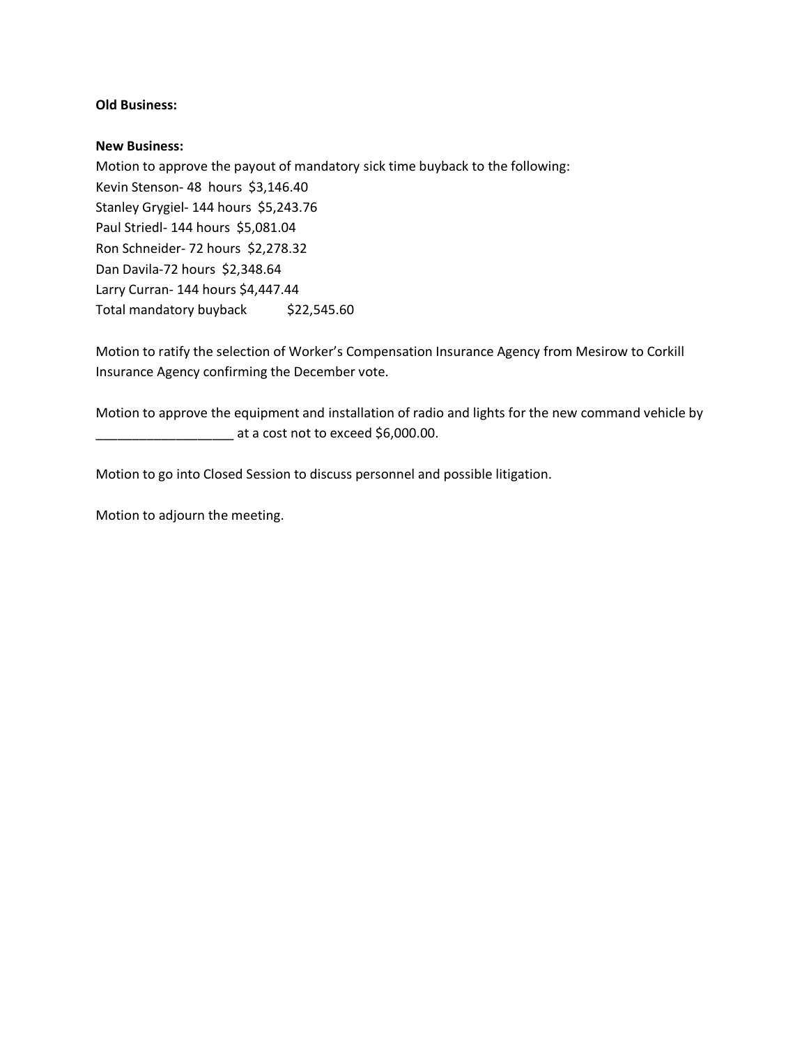**Old Business:**

**New Business:**

Motion to approve the payout of mandatory sick time buyback to the following:
Kevin Stenson- 48 hours $3,146.40
Stanley Grygiel- 144 hours $5,243.76
Paul Striedl- 144 hours $5,081.04
Ron Schneider- 72 hours $2,278.32
Dan Davila-72 hours $2,348.64
Larry Curran- 144 hours $4,447.44
Total mandatory buyback $22,545.60

Motion to ratify the selection of Worker's Compensation Insurance Agency from Mesirow to Corkill Insurance Agency confirming the December vote.

Motion to approve the equipment and installation of radio and lights for the new command vehicle by __________________ at a cost not to exceed $6,000.00.

Motion to go into Closed Session to discuss personnel and possible litigation.

Motion to adjourn the meeting.